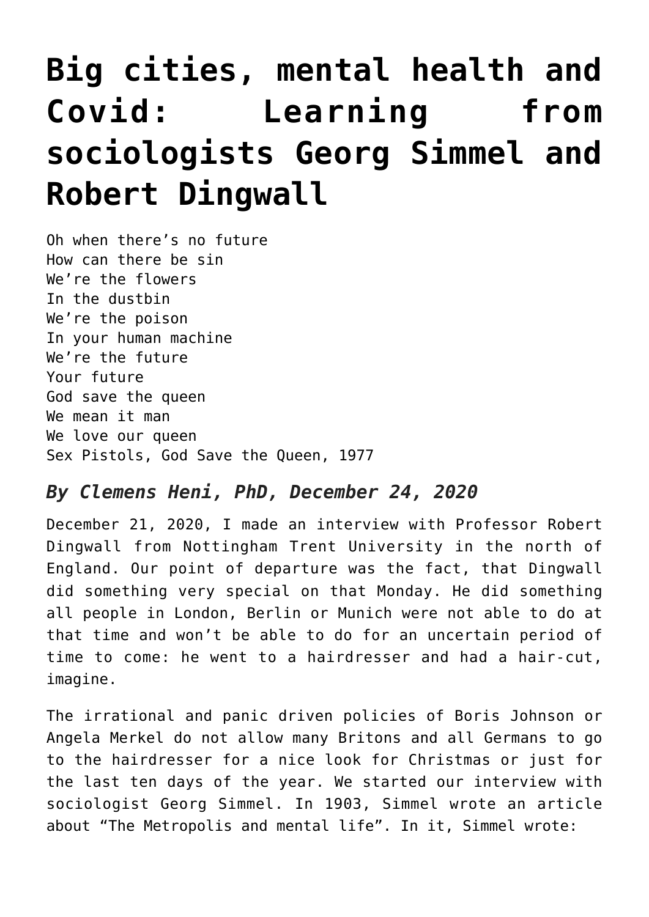# Big cities, mental health and Covid: Learning from sociologists Georg Simmel and Robert Dingwall

Oh when there's no future
How can there be sin
We're the flowers
In the dustbin
We're the poison
In your human machine
We're the future
Your future
God save the queen
We mean it man
We love our queen
Sex Pistols, God Save the Queen, 1977

### *By Clemens Heni, PhD, December 24, 2020*

December 21, 2020, I made an interview with Professor Robert Dingwall from Nottingham Trent University in the north of England. Our point of departure was the fact, that Dingwall did something very special on that Monday. He did something all people in London, Berlin or Munich were not able to do at that time and won't be able to do for an uncertain period of time to come: he went to a hairdresser and had a hair-cut, imagine.

The irrational and panic driven policies of Boris Johnson or Angela Merkel do not allow many Britons and all Germans to go to the hairdresser for a nice look for Christmas or just for the last ten days of the year. We started our interview with sociologist Georg Simmel. In 1903, Simmel wrote an article about "The Metropolis and mental life". In it, Simmel wrote: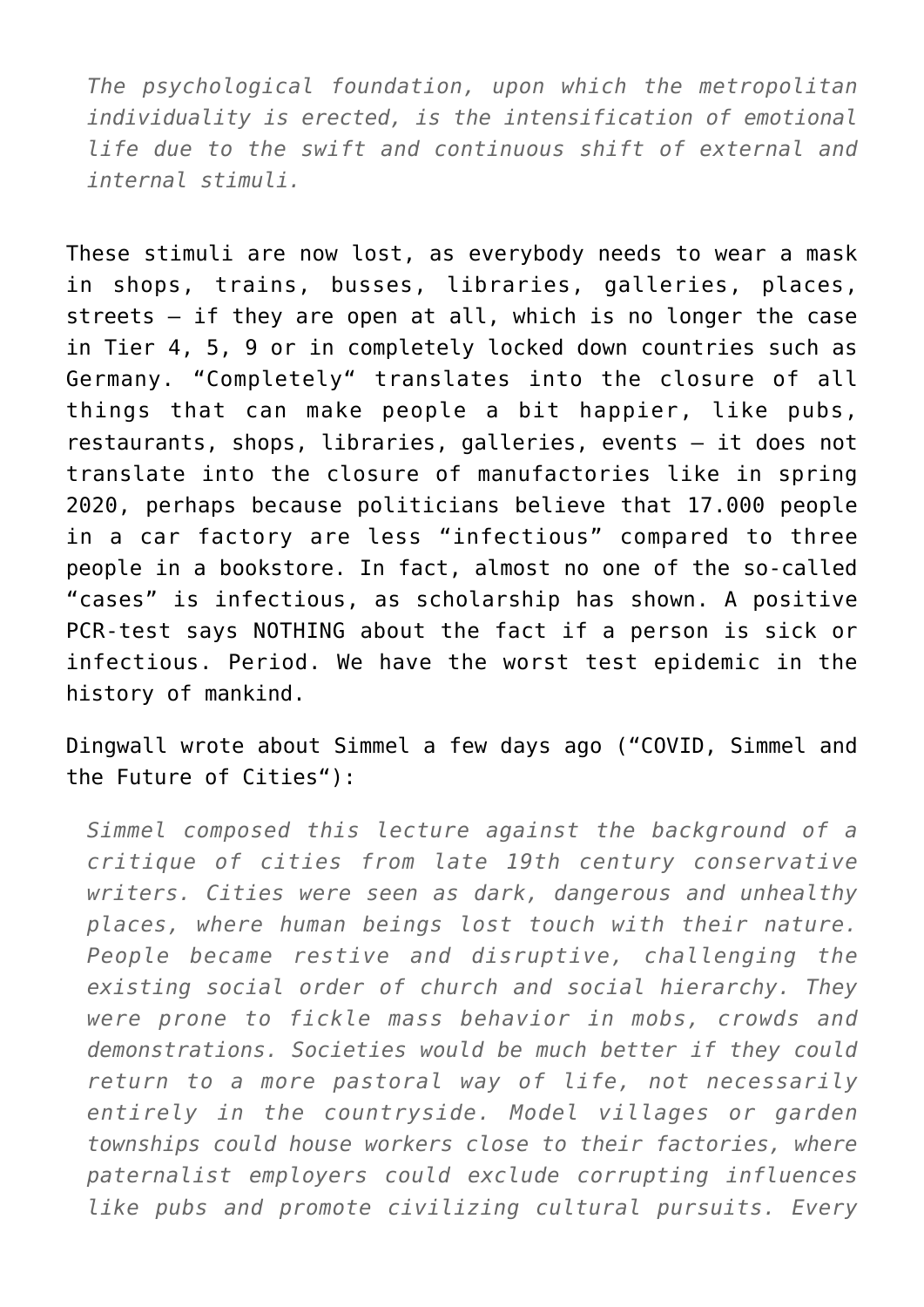> *The psychological foundation, upon which the metropolitan individuality is erected, is the intensification of emotional life due to the swift and continuous shift of external and internal stimuli.*

These stimuli are now lost, as everybody needs to wear a mask in shops, trains, busses, libraries, galleries, places, streets – if they are open at all, which is no longer the case in Tier 4, 5, 9 or in completely locked down countries such as Germany. "Completely" translates into the closure of all things that can make people a bit happier, like pubs, restaurants, shops, libraries, galleries, events – it does not translate into the closure of manufactories like in spring 2020, perhaps because politicians believe that 17.000 people in a car factory are less "infectious" compared to three people in a bookstore. In fact, almost no one of the so-called "cases" is infectious, as scholarship has shown. A positive PCR-test says NOTHING about the fact if a person is sick or infectious. Period. We have the worst test epidemic in the history of mankind.

Dingwall wrote about Simmel a few days ago ("COVID, Simmel and the Future of Cities"):

> *Simmel composed this lecture against the background of a critique of cities from late 19th century conservative writers. Cities were seen as dark, dangerous and unhealthy places, where human beings lost touch with their nature. People became restive and disruptive, challenging the existing social order of church and social hierarchy. They were prone to fickle mass behavior in mobs, crowds and demonstrations. Societies would be much better if they could return to a more pastoral way of life, not necessarily entirely in the countryside. Model villages or garden townships could house workers close to their factories, where paternalist employers could exclude corrupting influences like pubs and promote civilizing cultural pursuits. Every*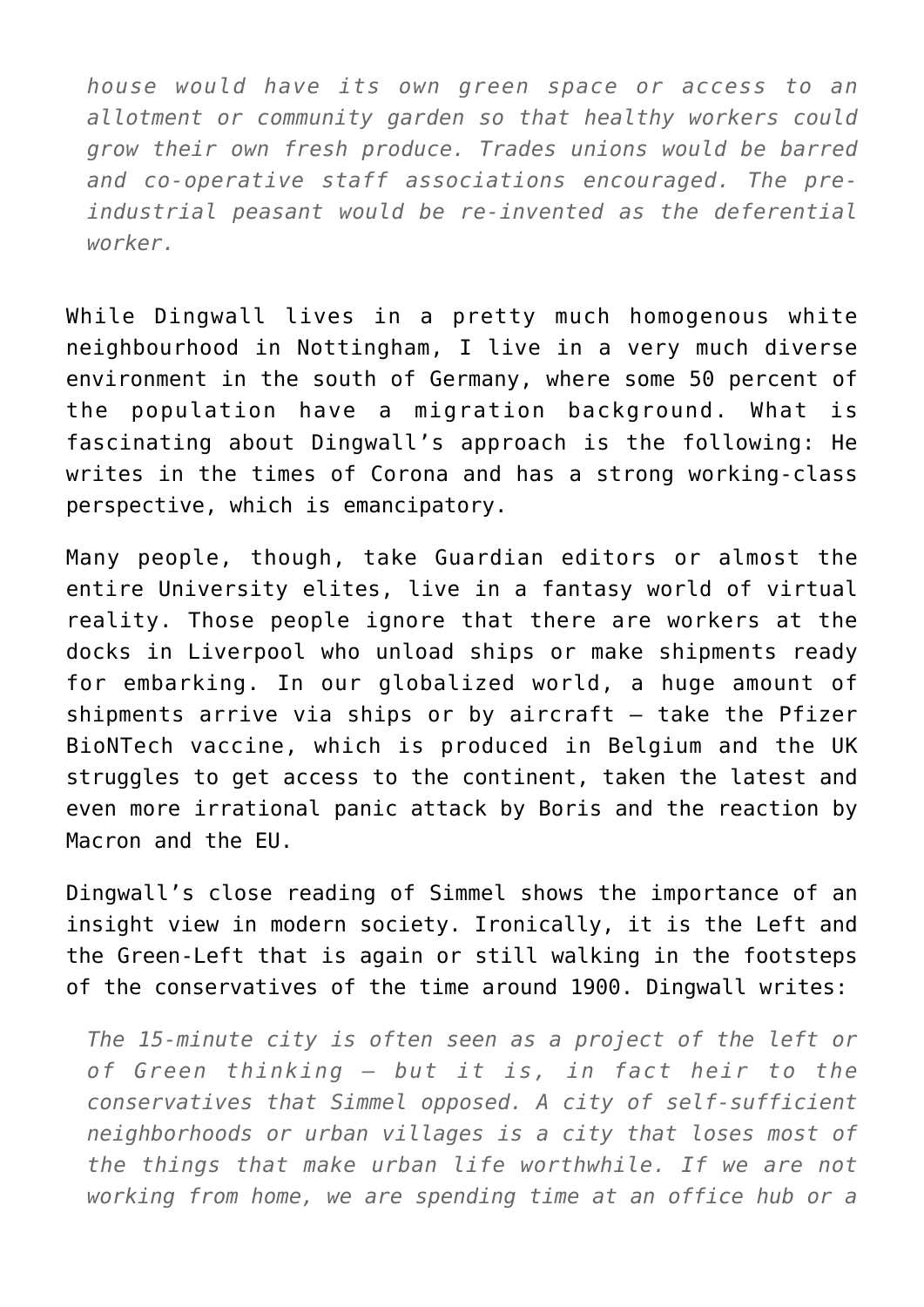*house would have its own green space or access to an allotment or community garden so that healthy workers could grow their own fresh produce. Trades unions would be barred and co-operative staff associations encouraged. The pre-industrial peasant would be re-invented as the deferential worker.*

While Dingwall lives in a pretty much homogenous white neighbourhood in Nottingham, I live in a very much diverse environment in the south of Germany, where some 50 percent of the population have a migration background. What is fascinating about Dingwall's approach is the following: He writes in the times of Corona and has a strong working-class perspective, which is emancipatory.

Many people, though, take Guardian editors or almost the entire University elites, live in a fantasy world of virtual reality. Those people ignore that there are workers at the docks in Liverpool who unload ships or make shipments ready for embarking. In our globalized world, a huge amount of shipments arrive via ships or by aircraft – take the Pfizer BioNTech vaccine, which is produced in Belgium and the UK struggles to get access to the continent, taken the latest and even more irrational panic attack by Boris and the reaction by Macron and the EU.

Dingwall's close reading of Simmel shows the importance of an insight view in modern society. Ironically, it is the Left and the Green-Left that is again or still walking in the footsteps of the conservatives of the time around 1900. Dingwall writes:

*The 15-minute city is often seen as a project of the left or of Green thinking – but it is, in fact heir to the conservatives that Simmel opposed. A city of self-sufficient neighborhoods or urban villages is a city that loses most of the things that make urban life worthwhile. If we are not working from home, we are spending time at an office hub or a*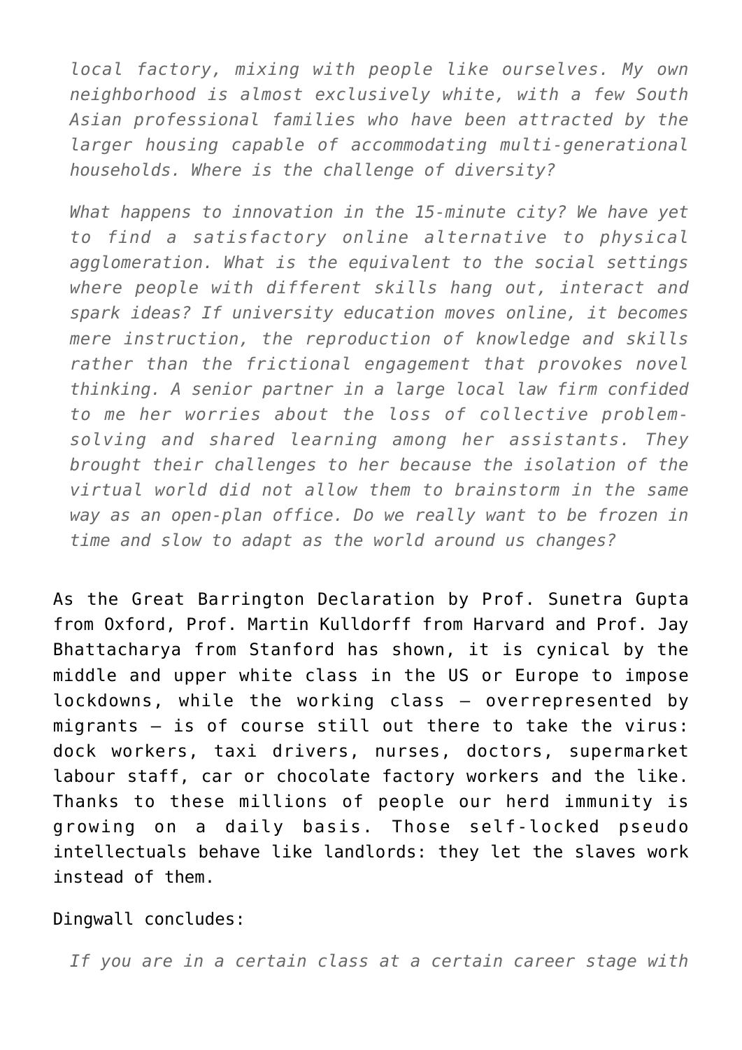> *local factory, mixing with people like ourselves. My own neighborhood is almost exclusively white, with a few South Asian professional families who have been attracted by the larger housing capable of accommodating multi-generational households. Where is the challenge of diversity?*
>
> *What happens to innovation in the 15-minute city? We have yet to find a satisfactory online alternative to physical agglomeration. What is the equivalent to the social settings where people with different skills hang out, interact and spark ideas? If university education moves online, it becomes mere instruction, the reproduction of knowledge and skills rather than the frictional engagement that provokes novel thinking. A senior partner in a large local law firm confided to me her worries about the loss of collective problem-solving and shared learning among her assistants. They brought their challenges to her because the isolation of the virtual world did not allow them to brainstorm in the same way as an open-plan office. Do we really want to be frozen in time and slow to adapt as the world around us changes?*

As the Great Barrington Declaration by Prof. Sunetra Gupta from Oxford, Prof. Martin Kulldorff from Harvard and Prof. Jay Bhattacharya from Stanford has shown, it is cynical by the middle and upper white class in the US or Europe to impose lockdowns, while the working class – overrepresented by migrants – is of course still out there to take the virus: dock workers, taxi drivers, nurses, doctors, supermarket labour staff, car or chocolate factory workers and the like. Thanks to these millions of people our herd immunity is growing on a daily basis. Those self-locked pseudo intellectuals behave like landlords: they let the slaves work instead of them.

Dingwall concludes:

> *If you are in a certain class at a certain career stage with*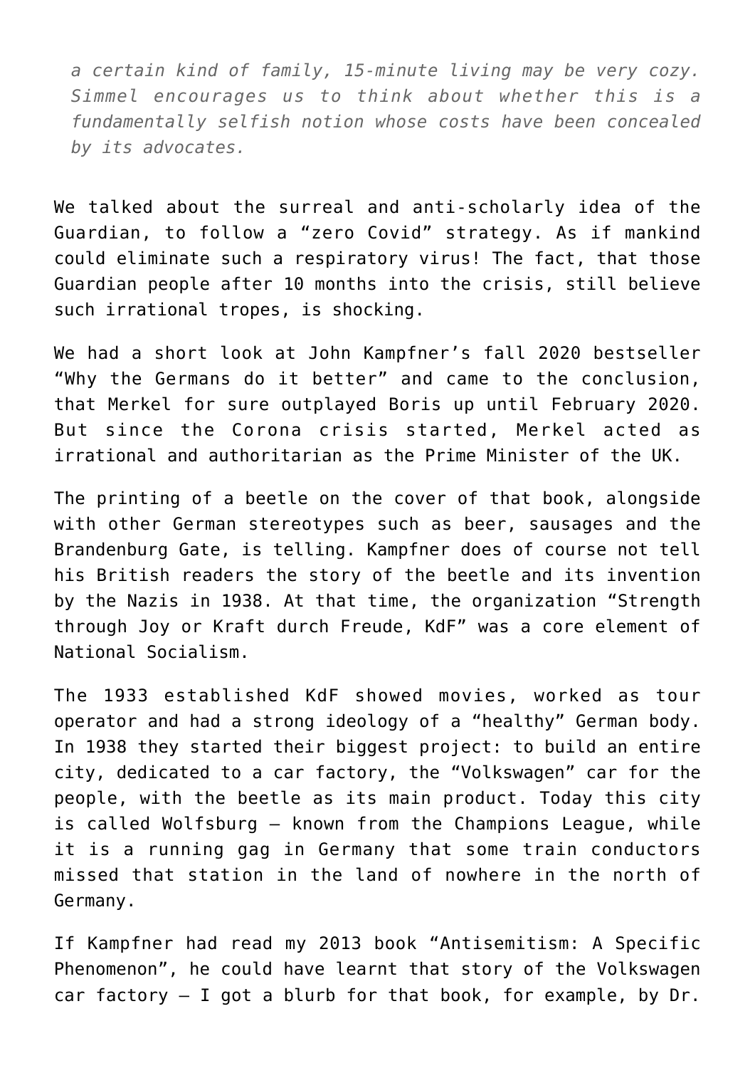*a certain kind of family, 15-minute living may be very cozy. Simmel encourages us to think about whether this is a fundamentally selfish notion whose costs have been concealed by its advocates.*

We talked about the surreal and anti-scholarly idea of the Guardian, to follow a "zero Covid" strategy. As if mankind could eliminate such a respiratory virus! The fact, that those Guardian people after 10 months into the crisis, still believe such irrational tropes, is shocking.

We had a short look at John Kampfner's fall 2020 bestseller "Why the Germans do it better" and came to the conclusion, that Merkel for sure outplayed Boris up until February 2020. But since the Corona crisis started, Merkel acted as irrational and authoritarian as the Prime Minister of the UK.

The printing of a beetle on the cover of that book, alongside with other German stereotypes such as beer, sausages and the Brandenburg Gate, is telling. Kampfner does of course not tell his British readers the story of the beetle and its invention by the Nazis in 1938. At that time, the organization "Strength through Joy or Kraft durch Freude, KdF" was a core element of National Socialism.

The 1933 established KdF showed movies, worked as tour operator and had a strong ideology of a "healthy" German body. In 1938 they started their biggest project: to build an entire city, dedicated to a car factory, the "Volkswagen" car for the people, with the beetle as its main product. Today this city is called Wolfsburg – known from the Champions League, while it is a running gag in Germany that some train conductors missed that station in the land of nowhere in the north of Germany.

If Kampfner had read my 2013 book "Antisemitism: A Specific Phenomenon", he could have learnt that story of the Volkswagen car factory – I got a blurb for that book, for example, by Dr.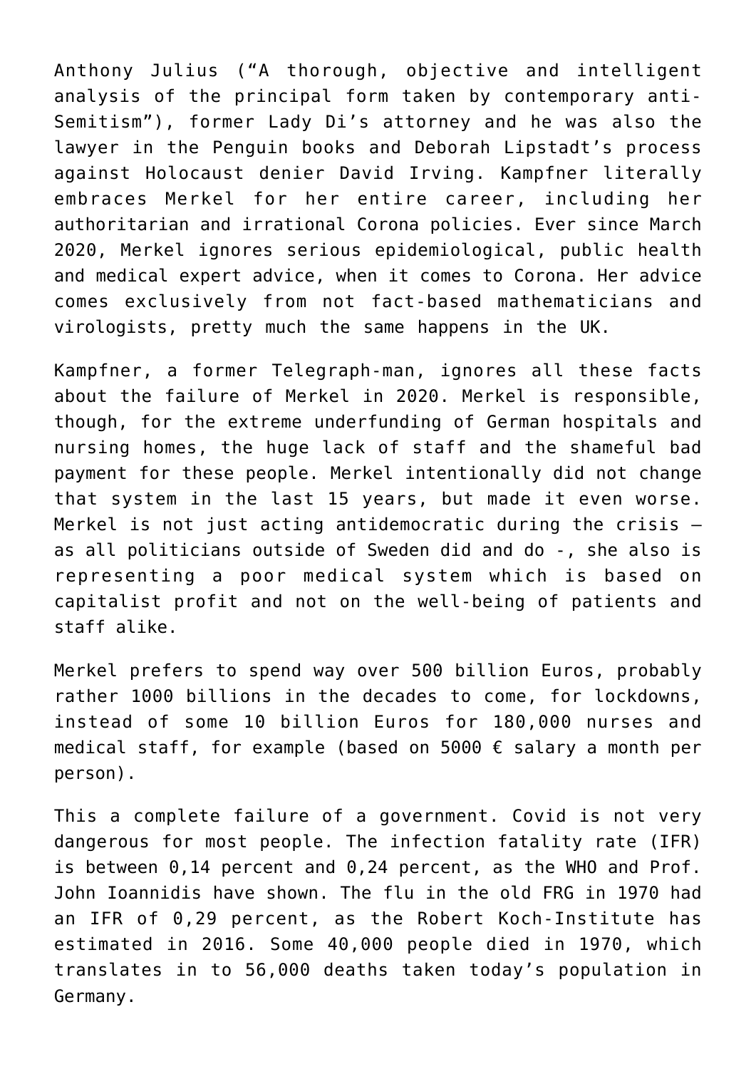Anthony Julius ("A thorough, objective and intelligent analysis of the principal form taken by contemporary anti-Semitism"), former Lady Di's attorney and he was also the lawyer in the Penguin books and Deborah Lipstadt's process against Holocaust denier David Irving. Kampfner literally embraces Merkel for her entire career, including her authoritarian and irrational Corona policies. Ever since March 2020, Merkel ignores serious epidemiological, public health and medical expert advice, when it comes to Corona. Her advice comes exclusively from not fact-based mathematicians and virologists, pretty much the same happens in the UK.

Kampfner, a former Telegraph-man, ignores all these facts about the failure of Merkel in 2020. Merkel is responsible, though, for the extreme underfunding of German hospitals and nursing homes, the huge lack of staff and the shameful bad payment for these people. Merkel intentionally did not change that system in the last 15 years, but made it even worse. Merkel is not just acting antidemocratic during the crisis – as all politicians outside of Sweden did and do -, she also is representing a poor medical system which is based on capitalist profit and not on the well-being of patients and staff alike.

Merkel prefers to spend way over 500 billion Euros, probably rather 1000 billions in the decades to come, for lockdowns, instead of some 10 billion Euros for 180,000 nurses and medical staff, for example (based on 5000 € salary a month per person).

This a complete failure of a government. Covid is not very dangerous for most people. The infection fatality rate (IFR) is between 0,14 percent and 0,24 percent, as the WHO and Prof. John Ioannidis have shown. The flu in the old FRG in 1970 had an IFR of 0,29 percent, as the Robert Koch-Institute has estimated in 2016. Some 40,000 people died in 1970, which translates in to 56,000 deaths taken today's population in Germany.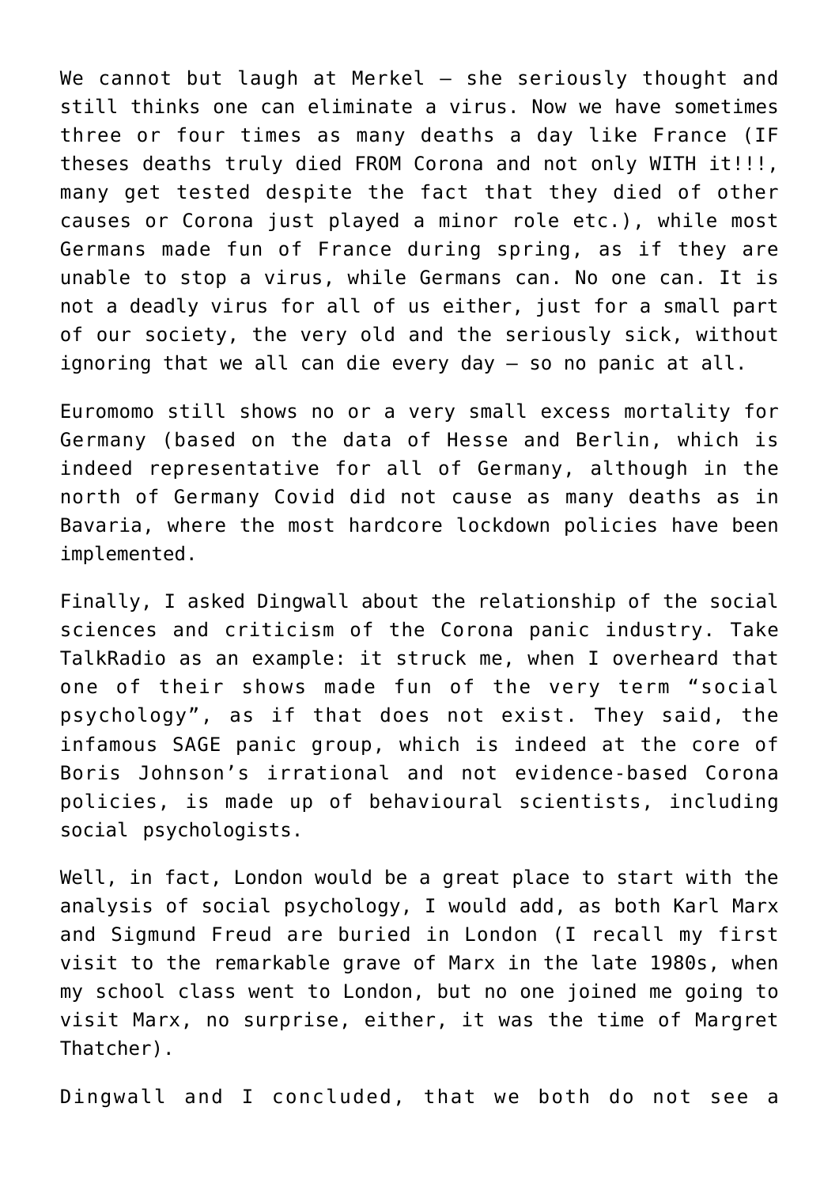We cannot but laugh at Merkel – she seriously thought and still thinks one can eliminate a virus. Now we have sometimes three or four times as many deaths a day like France (IF theses deaths truly died FROM Corona and not only WITH it!!!, many get tested despite the fact that they died of other causes or Corona just played a minor role etc.), while most Germans made fun of France during spring, as if they are unable to stop a virus, while Germans can. No one can. It is not a deadly virus for all of us either, just for a small part of our society, the very old and the seriously sick, without ignoring that we all can die every day – so no panic at all.

Euromomo still shows no or a very small excess mortality for Germany (based on the data of Hesse and Berlin, which is indeed representative for all of Germany, although in the north of Germany Covid did not cause as many deaths as in Bavaria, where the most hardcore lockdown policies have been implemented.

Finally, I asked Dingwall about the relationship of the social sciences and criticism of the Corona panic industry. Take TalkRadio as an example: it struck me, when I overheard that one of their shows made fun of the very term “social psychology”, as if that does not exist. They said, the infamous SAGE panic group, which is indeed at the core of Boris Johnson’s irrational and not evidence-based Corona policies, is made up of behavioural scientists, including social psychologists.

Well, in fact, London would be a great place to start with the analysis of social psychology, I would add, as both Karl Marx and Sigmund Freud are buried in London (I recall my first visit to the remarkable grave of Marx in the late 1980s, when my school class went to London, but no one joined me going to visit Marx, no surprise, either, it was the time of Margret Thatcher).

Dingwall and I concluded, that we both do not see a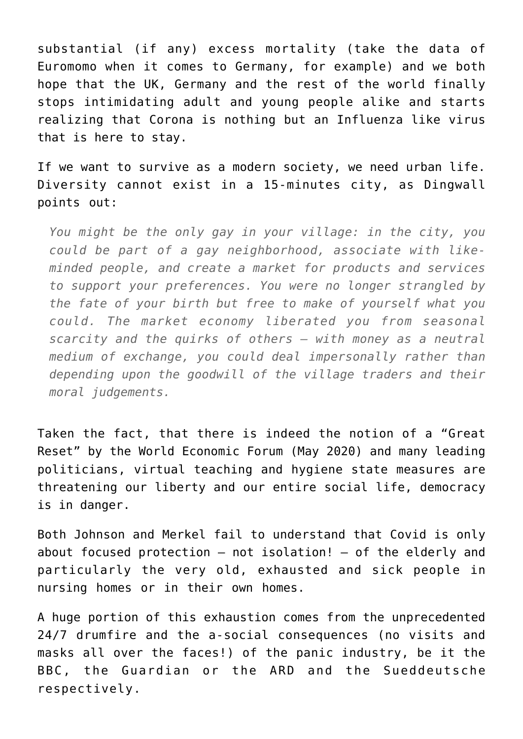substantial (if any) excess mortality (take the data of Euromomo when it comes to Germany, for example) and we both hope that the UK, Germany and the rest of the world finally stops intimidating adult and young people alike and starts realizing that Corona is nothing but an Influenza like virus that is here to stay.

If we want to survive as a modern society, we need urban life. Diversity cannot exist in a 15-minutes city, as Dingwall points out:

> *You might be the only gay in your village: in the city, you could be part of a gay neighborhood, associate with like-minded people, and create a market for products and services to support your preferences. You were no longer strangled by the fate of your birth but free to make of yourself what you could. The market economy liberated you from seasonal scarcity and the quirks of others – with money as a neutral medium of exchange, you could deal impersonally rather than depending upon the goodwill of the village traders and their moral judgements.*

Taken the fact, that there is indeed the notion of a "Great Reset" by the World Economic Forum (May 2020) and many leading politicians, virtual teaching and hygiene state measures are threatening our liberty and our entire social life, democracy is in danger.

Both Johnson and Merkel fail to understand that Covid is only about focused protection – not isolation! – of the elderly and particularly the very old, exhausted and sick people in nursing homes or in their own homes.

A huge portion of this exhaustion comes from the unprecedented 24/7 drumfire and the a-social consequences (no visits and masks all over the faces!) of the panic industry, be it the BBC, the Guardian or the ARD and the Sueddeutsche respectively.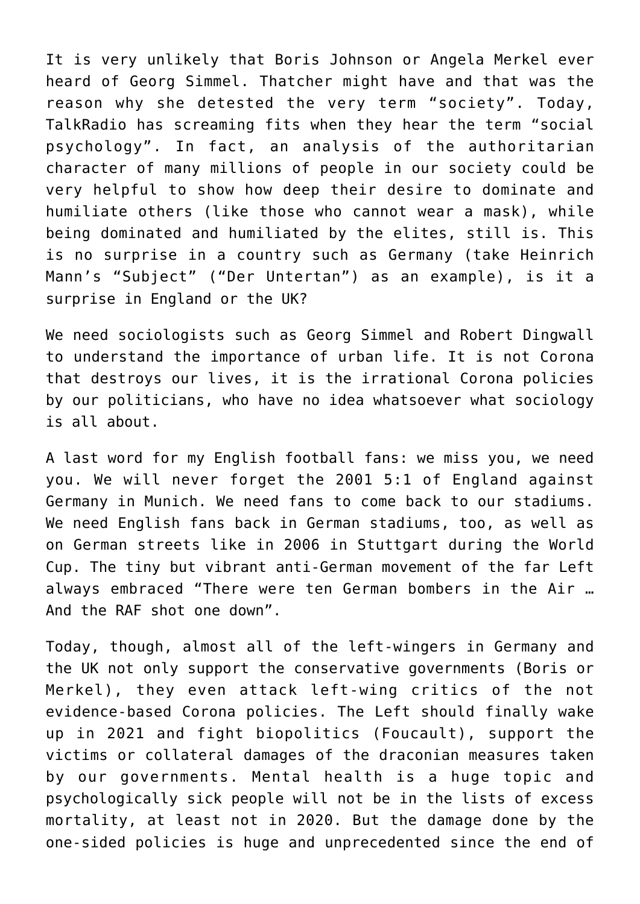It is very unlikely that Boris Johnson or Angela Merkel ever heard of Georg Simmel. Thatcher might have and that was the reason why she detested the very term "society". Today, TalkRadio has screaming fits when they hear the term "social psychology". In fact, an analysis of the authoritarian character of many millions of people in our society could be very helpful to show how deep their desire to dominate and humiliate others (like those who cannot wear a mask), while being dominated and humiliated by the elites, still is. This is no surprise in a country such as Germany (take Heinrich Mann's "Subject" ("Der Untertan") as an example), is it a surprise in England or the UK?

We need sociologists such as Georg Simmel and Robert Dingwall to understand the importance of urban life. It is not Corona that destroys our lives, it is the irrational Corona policies by our politicians, who have no idea whatsoever what sociology is all about.

A last word for my English football fans: we miss you, we need you. We will never forget the 2001 5:1 of England against Germany in Munich. We need fans to come back to our stadiums. We need English fans back in German stadiums, too, as well as on German streets like in 2006 in Stuttgart during the World Cup. The tiny but vibrant anti-German movement of the far Left always embraced "There were ten German bombers in the Air … And the RAF shot one down".

Today, though, almost all of the left-wingers in Germany and the UK not only support the conservative governments (Boris or Merkel), they even attack left-wing critics of the not evidence-based Corona policies. The Left should finally wake up in 2021 and fight biopolitics (Foucault), support the victims or collateral damages of the draconian measures taken by our governments. Mental health is a huge topic and psychologically sick people will not be in the lists of excess mortality, at least not in 2020. But the damage done by the one-sided policies is huge and unprecedented since the end of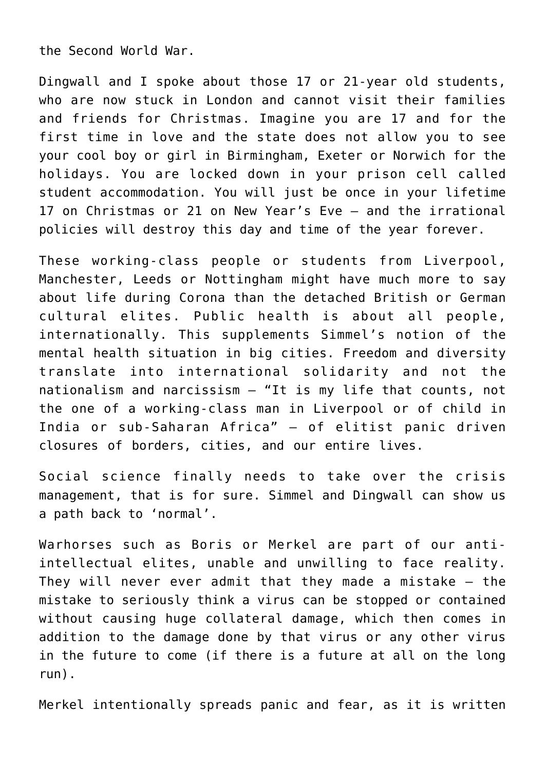the Second World War.

Dingwall and I spoke about those 17 or 21-year old students, who are now stuck in London and cannot visit their families and friends for Christmas. Imagine you are 17 and for the first time in love and the state does not allow you to see your cool boy or girl in Birmingham, Exeter or Norwich for the holidays. You are locked down in your prison cell called student accommodation. You will just be once in your lifetime 17 on Christmas or 21 on New Year's Eve – and the irrational policies will destroy this day and time of the year forever.

These working-class people or students from Liverpool, Manchester, Leeds or Nottingham might have much more to say about life during Corona than the detached British or German cultural elites. Public health is about all people, internationally. This supplements Simmel's notion of the mental health situation in big cities. Freedom and diversity translate into international solidarity and not the nationalism and narcissism – "It is my life that counts, not the one of a working-class man in Liverpool or of child in India or sub-Saharan Africa" – of elitist panic driven closures of borders, cities, and our entire lives.

Social science finally needs to take over the crisis management, that is for sure. Simmel and Dingwall can show us a path back to 'normal'.

Warhorses such as Boris or Merkel are part of our anti-intellectual elites, unable and unwilling to face reality. They will never ever admit that they made a mistake – the mistake to seriously think a virus can be stopped or contained without causing huge collateral damage, which then comes in addition to the damage done by that virus or any other virus in the future to come (if there is a future at all on the long run).

Merkel intentionally spreads panic and fear, as it is written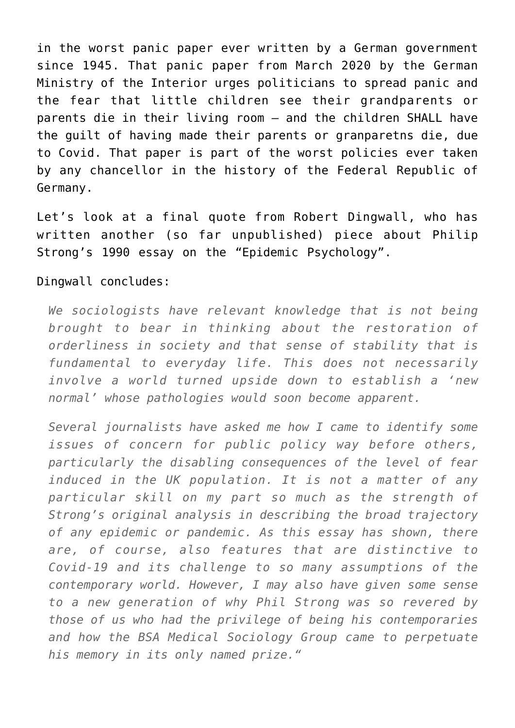in the worst panic paper ever written by a German government since 1945. That panic paper from March 2020 by the German Ministry of the Interior urges politicians to spread panic and the fear that little children see their grandparents or parents die in their living room – and the children SHALL have the guilt of having made their parents or granparetns die, due to Covid. That paper is part of the worst policies ever taken by any chancellor in the history of the Federal Republic of Germany.

Let's look at a final quote from Robert Dingwall, who has written another (so far unpublished) piece about Philip Strong's 1990 essay on the "Epidemic Psychology".

Dingwall concludes:

> *We sociologists have relevant knowledge that is not being brought to bear in thinking about the restoration of orderliness in society and that sense of stability that is fundamental to everyday life. This does not necessarily involve a world turned upside down to establish a 'new normal' whose pathologies would soon become apparent.*
>
> *Several journalists have asked me how I came to identify some issues of concern for public policy way before others, particularly the disabling consequences of the level of fear induced in the UK population. It is not a matter of any particular skill on my part so much as the strength of Strong's original analysis in describing the broad trajectory of any epidemic or pandemic. As this essay has shown, there are, of course, also features that are distinctive to Covid-19 and its challenge to so many assumptions of the contemporary world. However, I may also have given some sense to a new generation of why Phil Strong was so revered by those of us who had the privilege of being his contemporaries and how the BSA Medical Sociology Group came to perpetuate his memory in its only named prize."*